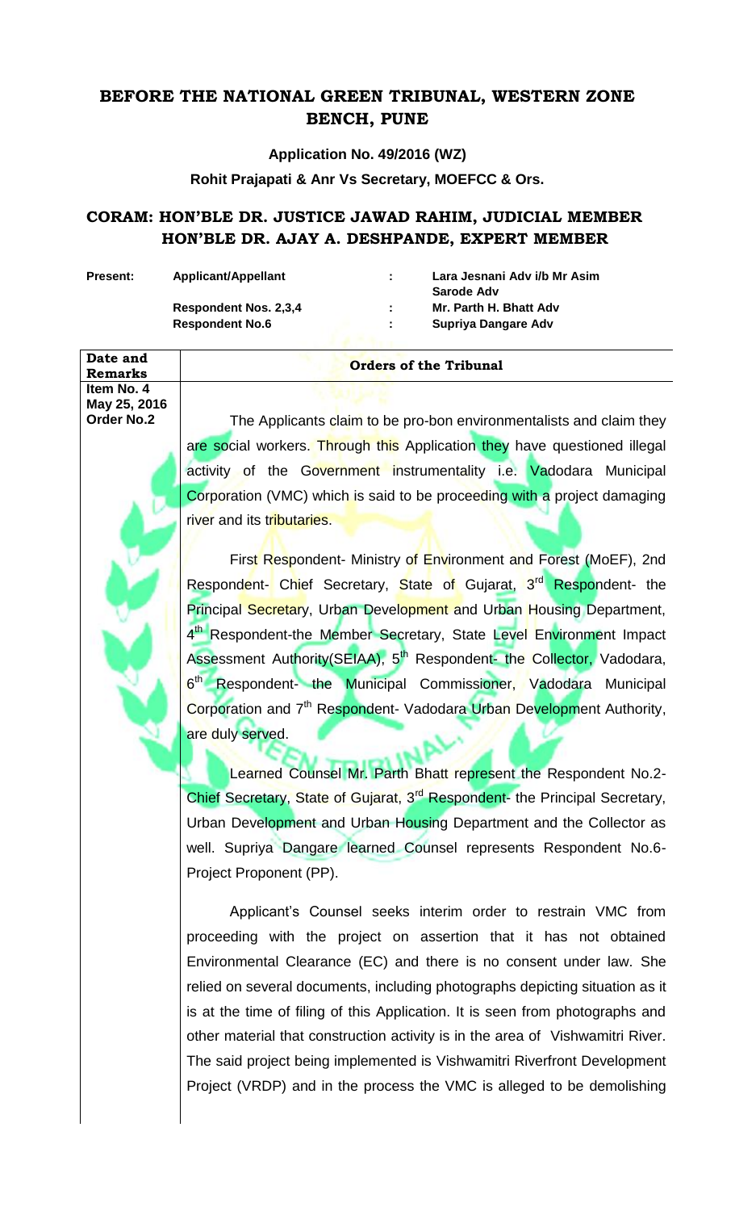# BEFORE THE NATIONAL GREEN TRIBUNAL, WESTERN ZONE BENCH, PUNE

**Application No. 49/2016 (WZ)**

**Rohit Prajapati & Anr Vs Secretary, MOEFCC & Ors.**

## CORAM: HON'BLE DR. JUSTICE JAWAD RAHIM, JUDICIAL MEMBER HON'BLE DR. AJAY A. DESHPANDE, EXPERT MEMBER

| **Present:** | **Applicant/Appellant** | **:** | **Lara Jesnani Adv i/b Mr Asim Sarode Adv** |
|---|---|---|---|
| | **Respondent Nos. 2,3,4** | **:** | **Mr. Parth H. Bhatt Adv** |
| | **Respondent No.6** | **:** | **Supriya Dangare Adv** |

| **Date and Remarks** | **Orders of the Tribunal** |
|---|---|
| **Item No. 4 May 25, 2016 Order No.2** | |

The Applicants claim to be pro-bon environmentalists and claim they are social workers. Through this Application they have questioned illegal activity of the Government instrumentality i.e. Vadodara Municipal Corporation (VMC) which is said to be proceeding with a project damaging river and its tributaries.

First Respondent- Ministry of Environment and Forest (MoEF), 2nd Respondent- Chief Secretary, State of Gujarat, 3rd Respondent- the Principal Secretary, Urban Development and Urban Housing Department, 4th Respondent-the Member Secretary, State Level Environment Impact Assessment Authority(SEIAA), 5th Respondent- the Collector, Vadodara, 6th Respondent- the Municipal Commissioner, Vadodara Municipal Corporation and 7th Respondent- Vadodara Urban Development Authority, are duly served.

Learned Counsel Mr. Parth Bhatt represent the Respondent No.2- Chief Secretary, State of Gujarat, 3rd Respondent- the Principal Secretary, Urban Development and Urban Housing Department and the Collector as well. Supriya Dangare learned Counsel represents Respondent No.6- Project Proponent (PP).

Applicant's Counsel seeks interim order to restrain VMC from proceeding with the project on assertion that it has not obtained Environmental Clearance (EC) and there is no consent under law. She relied on several documents, including photographs depicting situation as it is at the time of filing of this Application. It is seen from photographs and other material that construction activity is in the area of Vishwamitri River. The said project being implemented is Vishwamitri Riverfront Development Project (VRDP) and in the process the VMC is alleged to be demolishing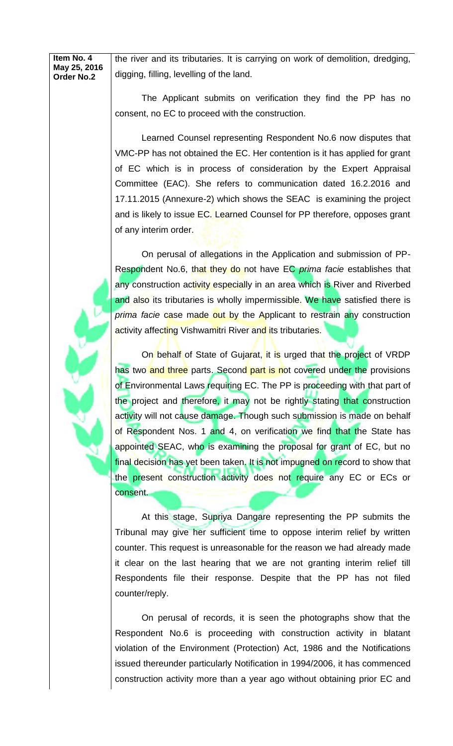**Item No. 4**
**May 25, 2016**
**Order No.2**

the river and its tributaries. It is carrying on work of demolition, dredging, digging, filling, levelling of the land.

The Applicant submits on verification they find the PP has no consent, no EC to proceed with the construction.

Learned Counsel representing Respondent No.6 now disputes that VMC-PP has not obtained the EC. Her contention is it has applied for grant of EC which is in process of consideration by the Expert Appraisal Committee (EAC). She refers to communication dated 16.2.2016 and 17.11.2015 (Annexure-2) which shows the SEAC is examining the project and is likely to issue EC. Learned Counsel for PP therefore, opposes grant of any interim order.

On perusal of allegations in the Application and submission of PP-Respondent No.6, that they do not have EC *prima facie* establishes that any construction activity especially in an area which is River and Riverbed and also its tributaries is wholly impermissible. We have satisfied there is *prima facie* case made out by the Applicant to restrain any construction activity affecting Vishwamitri River and its tributaries.

On behalf of State of Gujarat, it is urged that the project of VRDP has two and three parts. Second part is not covered under the provisions of Environmental Laws requiring EC. The PP is proceeding with that part of the project and therefore, it may not be rightly stating that construction activity will not cause damage. Though such submission is made on behalf of Respondent Nos. 1 and 4, on verification we find that the State has appointed SEAC, who is examining the proposal for grant of EC, but no final decision has yet been taken. It is not impugned on record to show that the present construction activity does not require any EC or ECs or consent.

At this stage, Supriya Dangare representing the PP submits the Tribunal may give her sufficient time to oppose interim relief by written counter. This request is unreasonable for the reason we had already made it clear on the last hearing that we are not granting interim relief till Respondents file their response. Despite that the PP has not filed counter/reply.

On perusal of records, it is seen the photographs show that the Respondent No.6 is proceeding with construction activity in blatant violation of the Environment (Protection) Act, 1986 and the Notifications issued thereunder particularly Notification in 1994/2006, it has commenced construction activity more than a year ago without obtaining prior EC and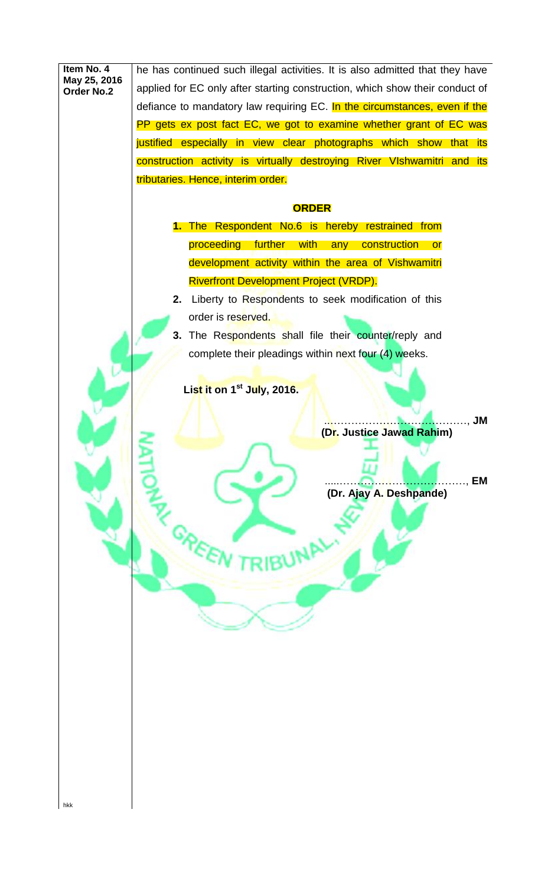Item No. 4
May 25, 2016
Order No.2

he has continued such illegal activities. It is also admitted that they have applied for EC only after starting construction, which show their conduct of defiance to mandatory law requiring EC. In the circumstances, even if the PP gets ex post fact EC, we got to examine whether grant of EC was justified especially in view clear photographs which show that its construction activity is virtually destroying River VIshwamitri and its tributaries. Hence, interim order.

**ORDER**

1. The Respondent No.6 is hereby restrained from proceeding further with any construction or development activity within the area of Vishwamitri Riverfront Development Project (VRDP).
2. Liberty to Respondents to seek modification of this order is reserved.
3. The Respondents shall file their counter/reply and complete their pleadings within next four (4) weeks.

**List it on 1st July, 2016.**

……………………………………, **JM**
**(Dr. Justice Jawad Rahim)**

…..……………………………., **EM**
**(Dr. Ajay A. Deshpande)**

hkk